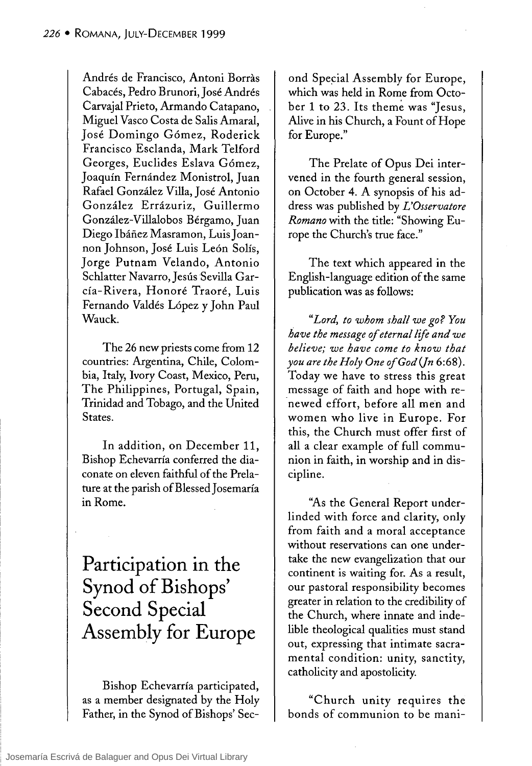Andrés de Francisco, Antoni Borràs Cabacés, Pedro Brunori, José Andrés Carvajal Prieto, Armando Catapano, Miguel Vasco Costa de Salis Amaral, José Domingo Gómez, Roderick Francisco Esclanda, Mark Telford Georges, Euclides Eslava Gómez, Joaquín Fernández Monistrol, Juan Rafael González Villa, José Antonio González Errázuriz, Guillermo González-Villalobos Bérgamo, Juan Diego Ibáñez Masramon, Luis Joannon Johnson, José Luis León Solís, Jorge Putnam Velando, Antonio Schlatter Navarro, Jesús Sevilla García-Rivera, Honoré Traoré, Luis Fernando Valdés López y John Paul Wauck.

The 26 new priests come from 12 countries: Argentina, Chile, Colombia, Italy, Ivory Coast, Mexico, Peru, The Philippines, Portugal, Spain, Trinidad and Tobago, and the United States.

In addition, on December 11, Bishop Echevarría conferred the diaconate on eleven faithful of the Prelature at the parish of Blessed Josemaría in Rome.

## Participation in the Synod of Bishops' Second Special Assembly for Europe

Bishop Echevarría participated, as a member designated by the Holy Father, in the Synod of Bishops' Second Special Assembly for Europe, which was held in Rome from October 1 to 23. Its theme was "Jesus, Alive in his Church, a Fount of Hope for Europe."

The Prelate of Opus Dei intervened in the fourth general session, on October 4. A synopsis of his address was published by *L'Osservatore Romano* with the title: "Showing Europe the Church's true face."

The text which appeared in the English-language edition of the same publication was as follows:

"*Lord, to whom shall we go? You have the message of eternal life and we believe; we have come to know that you are the Holy One of God (Jn* 6:68). Today we have to stress this great message of faith and hope with renewed effort, before all men and women who live in Europe. For this, the Church must offer first of all a clear example of full communion in faith, in worship and in discipline.

"As the General Report underlinded with force and clarity, only from faith and a moral acceptance without reservations can one undertake the new evangelization that our continent is waiting for. As a result, our pastoral responsibility becomes greater in relation to the credibility of the Church, where innate and indelible theological qualities must stand out, expressing that intimate sacramental condition: unity, sanctity, catholicity and apostolicity.

"Church unity requires the bonds of communion to be mani-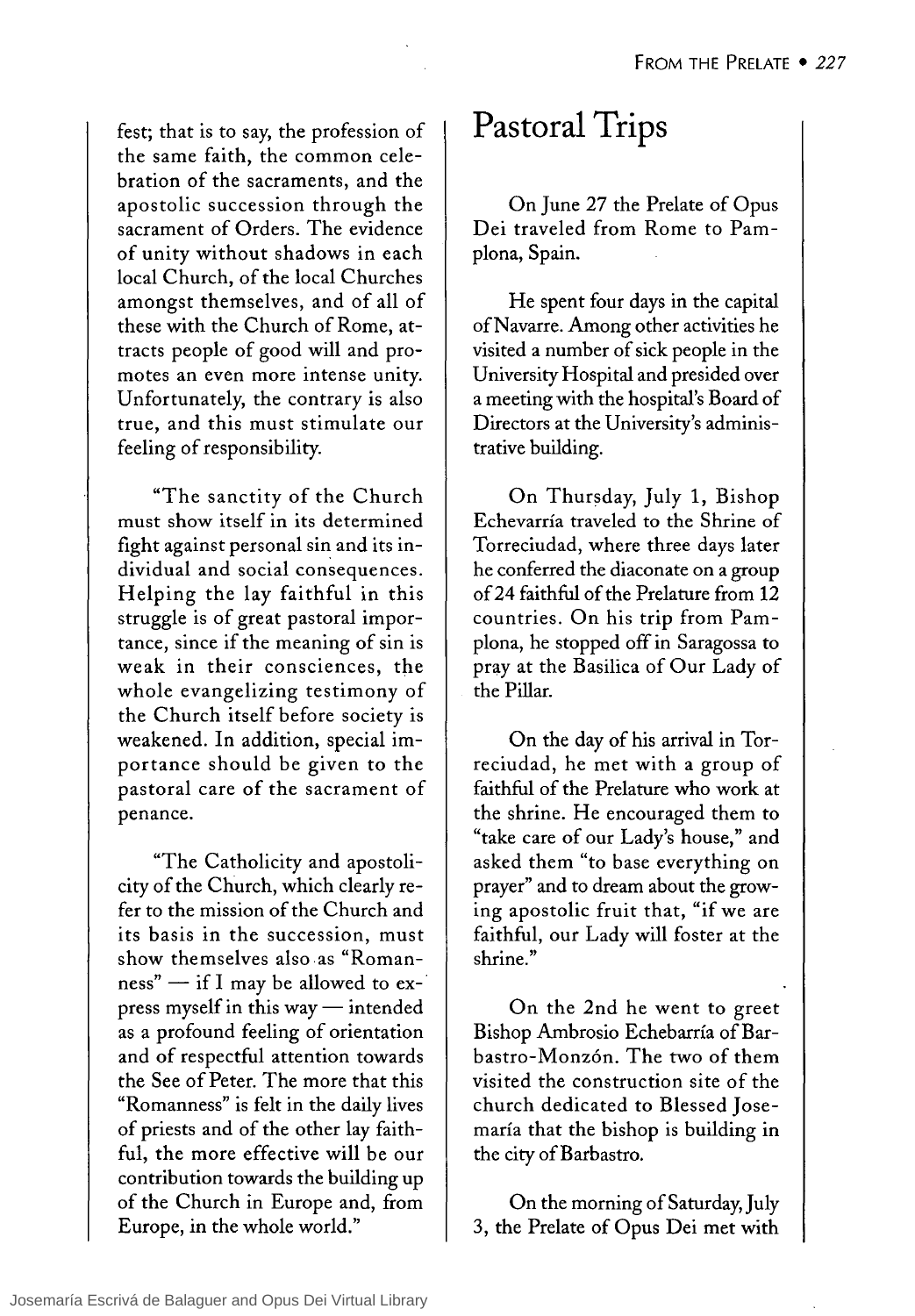fest; that is to say, the profession of the same faith, the common celebration of the sacraments, and the apostolic succession through the sacrament of Orders. The evidence of unity without shadows in each local Church, of the local Churches amongst themselves, and of all of these with the Church of Rome, attracts people of good will and promotes an even more intense unity. Unfortunately, the contrary is also true, and this must stimulate our feeling of responsibility.

"The sanctity of the Church must show itself in its determined fight against personal sin and its individual and social consequences. Helping the lay faithful in this struggle is of great pastoral importance, since if the meaning of sin is weak in their consciences, the whole evangelizing testimony of the Church itself before society is weakened. In addition, special importance should be given to the pastoral care of the sacrament of penance.

"The Catholicity and apostolicity of the Church, which clearly refer to the mission of the Church and its basis in the succession, must show themselves also as "Romanness" — if I may be allowed to express myself in this way — intended as a profound feeling of orientation and of respectful attention towards the See of Peter. The more that this "Romanness" is felt in the daily lives of priests and of the other lay faithful, the more effective will be our contribution towards the building up of the Church in Europe and, from Europe, in the whole world."

# Pastoral Trips

On June 27 the Prelate of Opus Dei traveled from Rome to Pamplona, Spain.

He spent four days in the capital of Navarre. Among other activities he visited a number of sick people in the University Hospital and presided over a meeting with the hospital's Board of Directors at the University's administrative building.

On Thursday, July 1, Bishop Echevarría traveled to the Shrine of Torreciudad, where three days later he conferred the diaconate on a group of 24 faithful of the Prelature from 12 countries. On his trip from Pamplona, he stopped off in Saragossa to pray at the Basilica of Our Lady of the Pillar.

On the day of his arrival in Torreciudad, he met with a group of faithful of the Prelature who work at the shrine. He encouraged them to "take care of our Lady's house," and asked them "to base everything on prayer" and to dream about the growing apostolic fruit that, "if we are faithful, our Lady will foster at the shrine."

On the 2nd he went to greet Bishop Ambrosio Echebarría of Barbastro-Monzón. The two of them visited the construction site of the church dedicated to Blessed Josemaría that the bishop is building in the city of Barbastro.

On the morning of Saturday, July 3, the Prelate of Opus Dei met with